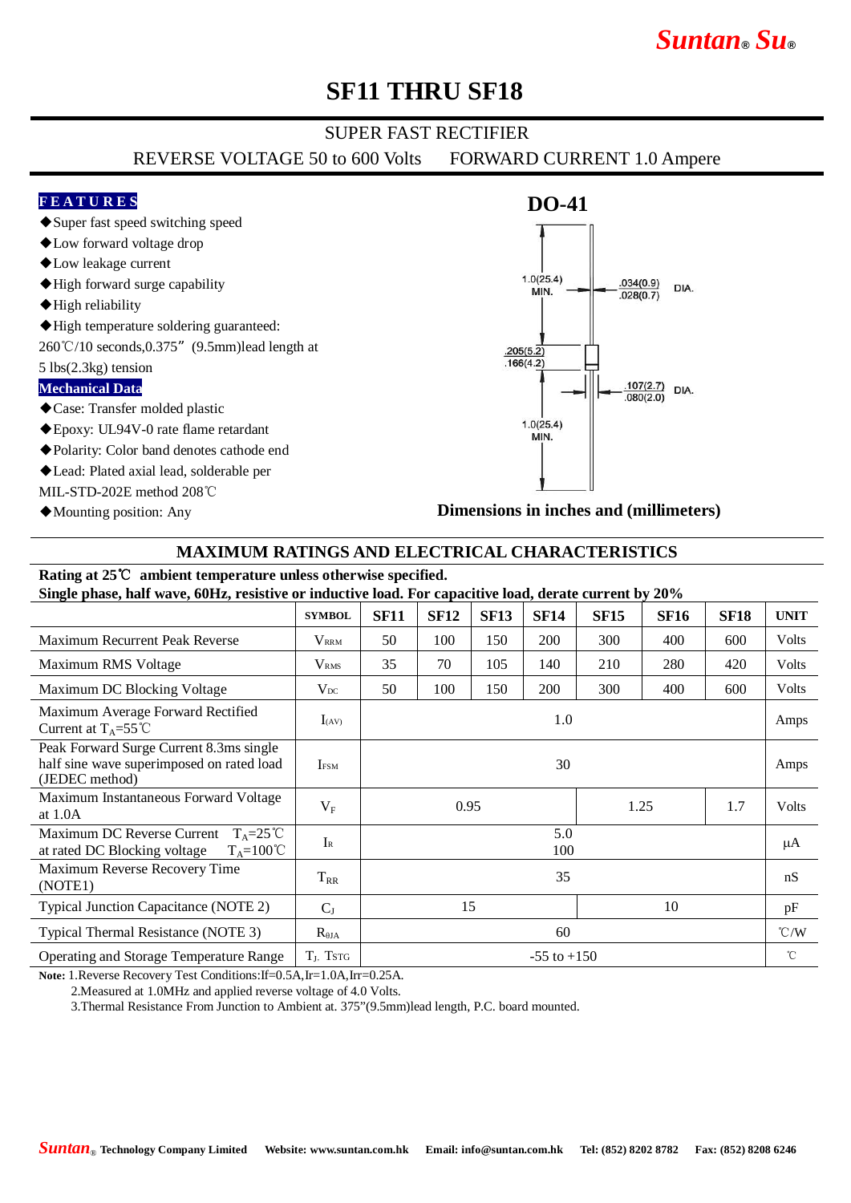# SF11 THRU SF18

## SUPER FAST RECTIFIER

REVERSE VOLTAGE 50 to 600 Volts FORWARD CURRENT 1.0 Ampere

### FEATURES

- ◆Super fast speed switching speed
- ◆Low forward voltage drop
- ◆Low leakage current
- ◆High forward surge capability
- ◆High reliability
- ◆High temperature soldering guaranteed: 260℃/10 seconds,0.375” (9.5mm)lead length at 5 lbs(2.3kg) tension

### Mechanical Data

- ◆Case: Transfer molded plastic
- ◆Epoxy: UL94V-0 rate flame retardant
- ◆Polarity: Color band denotes cathode end
- ◆Lead: Plated axial lead, solderable per MIL-STD-202E method 208℃
- ◆Mounting position: Any

### DO-41

1.0(25.4) MIN.

.034(0.9) / .028(0.7) DIA.

.205(5.2) / .166(4.2)

.107(2.7) / .080(2.0) DIA.

1.0(25.4) MIN.

**Dimensions in inches and (millimeters)**

## MAXIMUM RATINGS AND ELECTRICAL CHARACTERISTICS

**Rating at 25℃ ambient temperature unless otherwise specified.**
**Single phase, half wave, 60Hz, resistive or inductive load. For capacitive load, derate current by 20%**

| | SYMBOL | SF11 | SF12 | SF13 | SF14 | SF15 | SF16 | SF18 | UNIT |
|---|---|---|---|---|---|---|---|---|---|
| Maximum Recurrent Peak Reverse | $V_{RRM}$ | 50 | 100 | 150 | 200 | 300 | 400 | 600 | Volts |
| Maximum RMS Voltage | $V_{RMS}$ | 35 | 70 | 105 | 140 | 210 | 280 | 420 | Volts |
| Maximum DC Blocking Voltage | $V_{DC}$ | 50 | 100 | 150 | 200 | 300 | 400 | 600 | Volts |
| Maximum Average Forward Rectified Current at $T_A$=55℃ | $I_{(AV)}$ | 1.0 | | | | | | | Amps |
| Peak Forward Surge Current 8.3ms single half sine wave superimposed on rated load (JEDEC method) | $I_{FSM}$ | 30 | | | | | | | Amps |
| Maximum Instantaneous Forward Voltage at 1.0A | $V_F$ | 0.95 | | | | 1.25 | | 1.7 | Volts |
| Maximum DC Reverse Current $T_A$=25℃ at rated DC Blocking voltage $T_A$=100℃ | $I_R$ | 5.0 / 100 | | | | | | | μA |
| Maximum Reverse Recovery Time (NOTE1) | $T_{RR}$ | 35 | | | | | | | nS |
| Typical Junction Capacitance (NOTE 2) | $C_J$ | 15 | | | | 10 | | | pF |
| Typical Thermal Resistance (NOTE 3) | $R_{\theta JA}$ | 60 | | | | | | | ℃/W |
| Operating and Storage Temperature Range | $T_J$, $T_{STG}$ | -55 to +150 | | | | | | | ℃ |

**Note:** 1.Reverse Recovery Test Conditions:If=0.5A,Ir=1.0A,Irr=0.25A.
2.Measured at 1.0MHz and applied reverse voltage of 4.0 Volts.
3.Thermal Resistance From Junction to Ambient at. 375”(9.5mm)lead length, P.C. board mounted.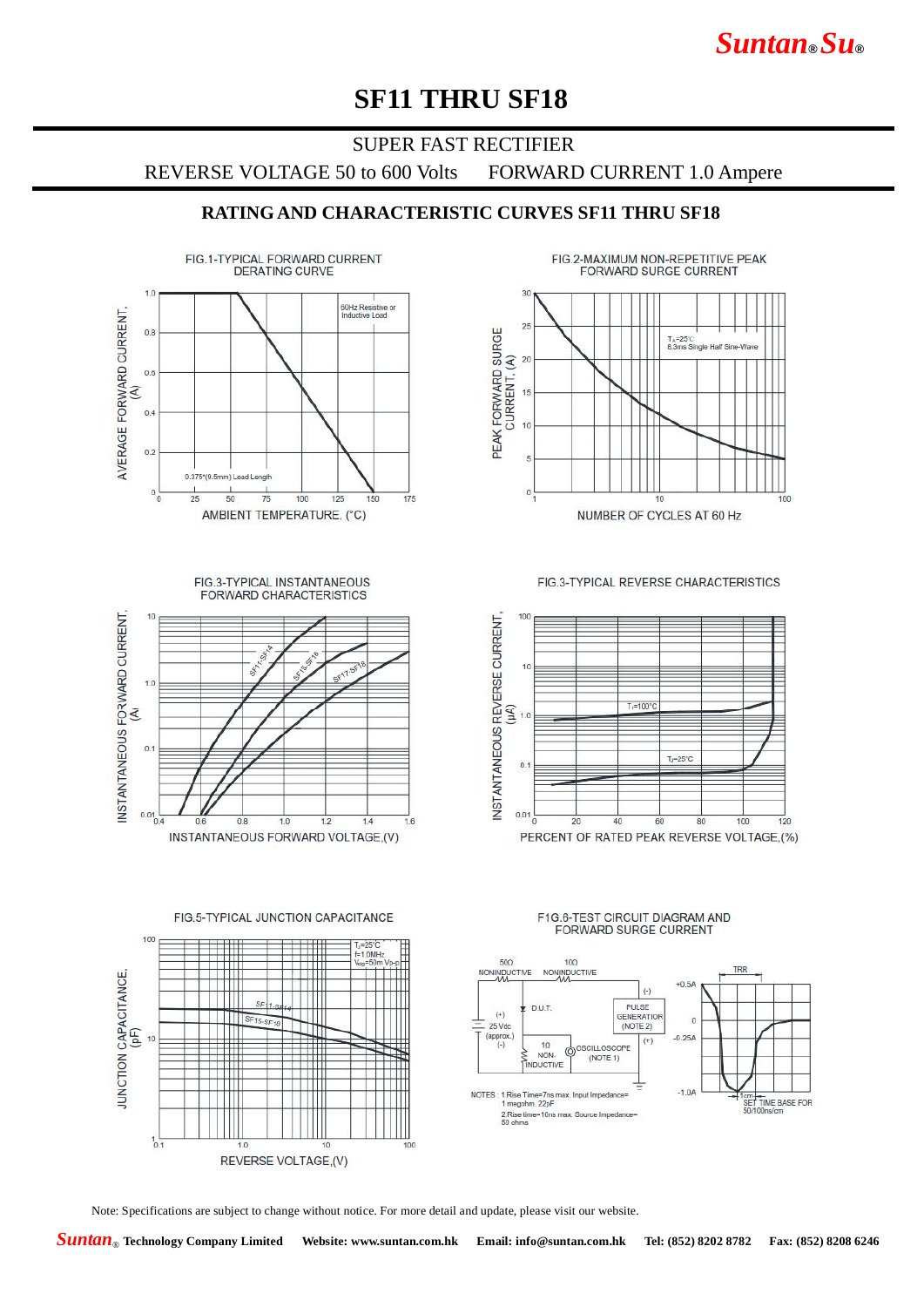# SF11 THRU SF18

SUPER FAST RECTIFIER

REVERSE VOLTAGE 50 to 600 Volts FORWARD CURRENT 1.0 Ampere

## RATING AND CHARACTERISTIC CURVES SF11 THRU SF18

FIG.1-TYPICAL FORWARD CURRENT DERATING CURVE

AVERAGE FORWARD CURRENT, (A)

1.0
0.8
0.6
0.4
0.2
0

60Hz Resistive or Inductive Load

0.375"(9.5mm) Lead Length

0 25 50 75 100 125 150 175

AMBIENT TEMPERATURE, (°C)

FIG.2-MAXIMUM NON-REPETITIVE PEAK FORWARD SURGE CURRENT

PEAK FORWARD SURGE CURRENT, (A)

30
25
20
15
10
5
0

$T_A$=25°C
8.3ms Single Half Sine-Wave

1 10 100

NUMBER OF CYCLES AT 60 Hz

FIG.3-TYPICAL INSTANTANEOUS FORWARD CHARACTERISTICS

INSTANTANEOUS FORWARD CURRENT, (A)

10
1.0
0.1
0.01

SF11-SF14
SF15-SF16
SF17-SF18

0.4 0.6 0.8 1.0 1.2 1.4 1.6

INSTANTANEOUS FORWARD VOLTAGE,(V)

FIG.3-TYPICAL REVERSE CHARACTERISTICS

INSTANTANEOUS REVERSE CURRENT, (µA)

100
10
1.0
0.1
0.01

$T_J$=100°C
$T_J$=25°C

0 20 40 60 80 100 120

PERCENT OF RATED PEAK REVERSE VOLTAGE,(%)

FIG.5-TYPICAL JUNCTION CAPACITANCE

JUNCTION CAPACITANCE, (pF)

100
10
1

$T_J$=25°C
f=1.0MHz
$V_{sig}$=50m $V_{p-p}$

SF11-SF14
SF15-SF16

0.1 1.0 10 100

REVERSE VOLTAGE,(V)

F1G.6-TEST CIRCUIT DIAGRAM AND FORWARD SURGE CURRENT

50Ω NONINDUCTIVE
10Ω NONINDUCTIVE
D.U.T.
(+) 25 Vdc (approx.) (-)
10 NON-INDUCTIVE
PULSE GENERATOR (NOTE 2)
(-) (+)
OSCILLOSCOPE (NOTE 1)

TRR
+0.5A
0
-0.25A
-1.0A
1cm
SET TIME BASE FOR 50/100ns/cm

NOTES : 1.Rise Time=7ns max. Input Impedance= 1 megohm. 22pF
2.Rise time=10ns max. Source Impedance= 50 ohms

Note: Specifications are subject to change without notice. For more detail and update, please visit our website.

Suntan® Technology Company Limited Website: www.suntan.com.hk Email: info@suntan.com.hk Tel: (852) 8202 8782 Fax: (852) 8208 6246